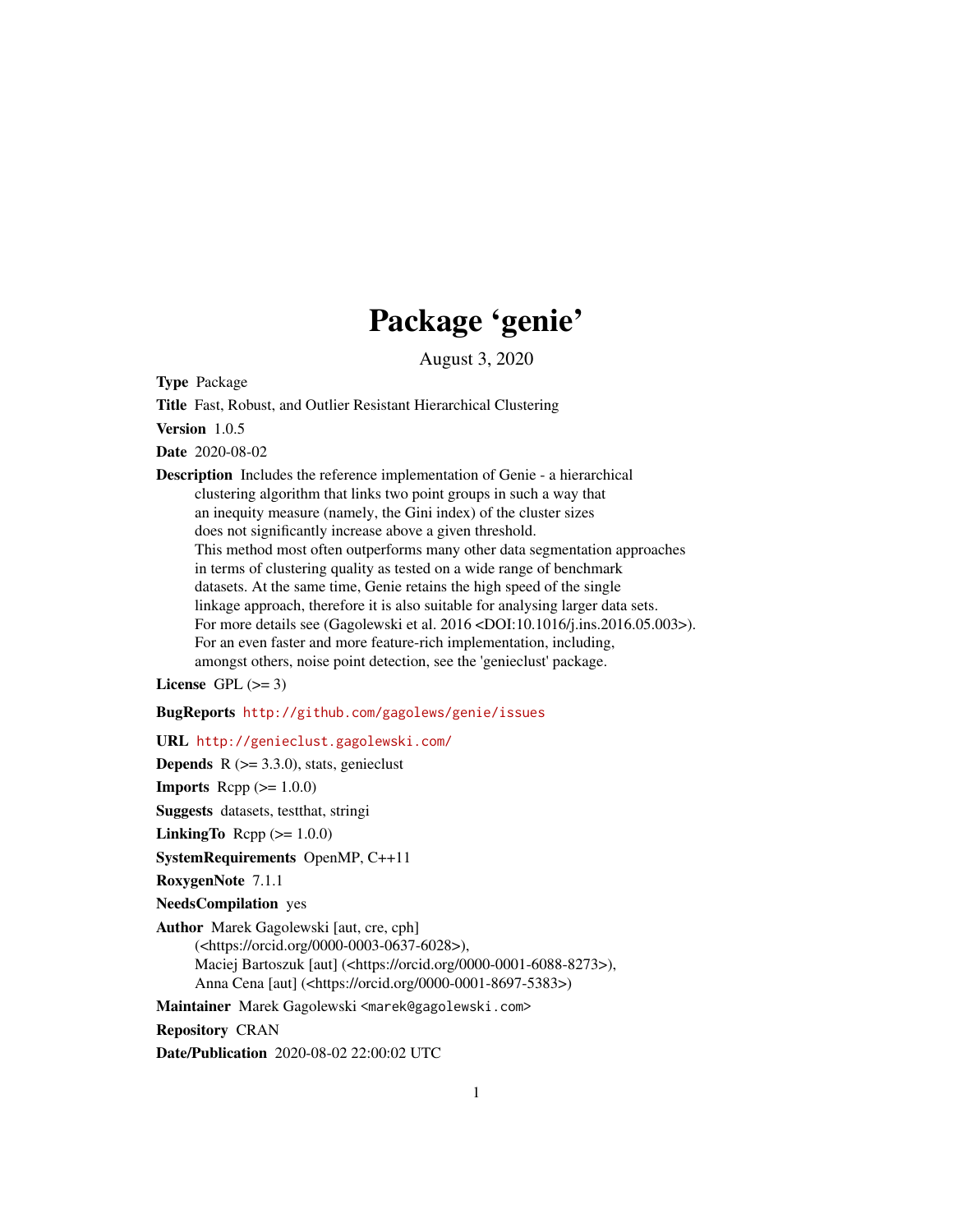# Package 'genie'

August 3, 2020

**Type** Package

**Title** Fast, Robust, and Outlier Resistant Hierarchical Clustering

**Version** 1.0.5

**Date** 2020-08-02

**Description** Includes the reference implementation of Genie - a hierarchical clustering algorithm that links two point groups in such a way that an inequity measure (namely, the Gini index) of the cluster sizes does not significantly increase above a given threshold. This method most often outperforms many other data segmentation approaches in terms of clustering quality as tested on a wide range of benchmark datasets. At the same time, Genie retains the high speed of the single linkage approach, therefore it is also suitable for analysing larger data sets. For more details see (Gagolewski et al. 2016 <DOI:10.1016/j.ins.2016.05.003>). For an even faster and more feature-rich implementation, including, amongst others, noise point detection, see the 'genieclust' package.

**License** GPL (>= 3)

**BugReports** http://github.com/gagolews/genie/issues

**URL** http://genieclust.gagolewski.com/

**Depends** R (>= 3.3.0), stats, genieclust

**Imports** Rcpp (>= 1.0.0)

**Suggests** datasets, testthat, stringi

**LinkingTo** Rcpp (>= 1.0.0)

**SystemRequirements** OpenMP, C++11

**RoxygenNote** 7.1.1

**NeedsCompilation** yes

**Author** Marek Gagolewski [aut, cre, cph] (<https://orcid.org/0000-0003-0637-6028>), Maciej Bartoszuk [aut] (<https://orcid.org/0000-0001-6088-8273>), Anna Cena [aut] (<https://orcid.org/0000-0001-8697-5383>)

**Maintainer** Marek Gagolewski <marek@gagolewski.com>

**Repository** CRAN

**Date/Publication** 2020-08-02 22:00:02 UTC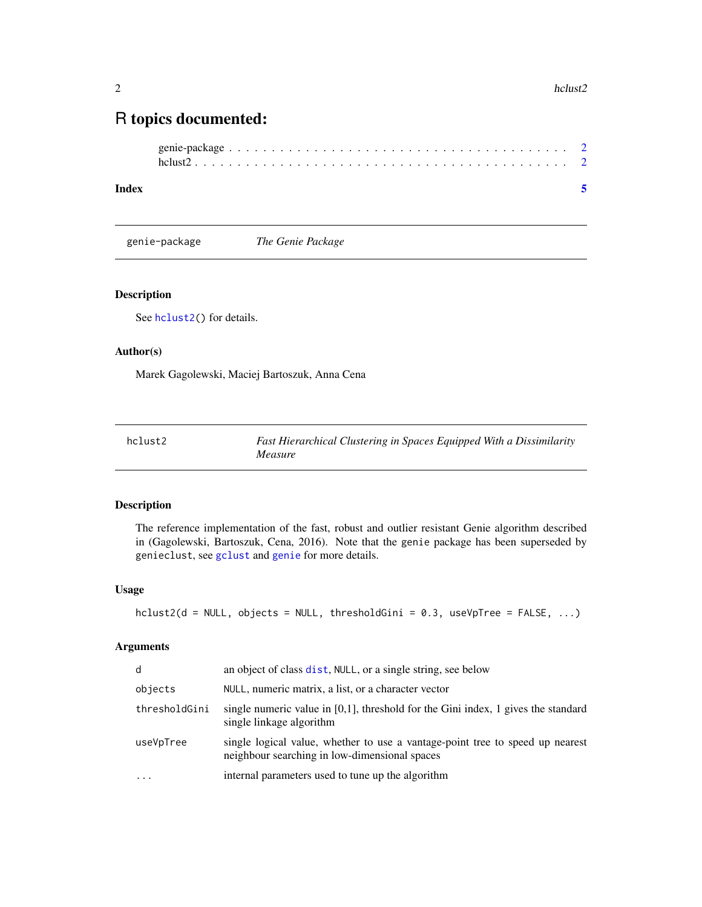# R topics documented:

genie-package . . . . . . . . . . . . . . . . . . . . . . . . . . . . . . . . . . . . . . . . 2
hclust2 . . . . . . . . . . . . . . . . . . . . . . . . . . . . . . . . . . . . . . . . . . . . 2

**Index** **5**

---

`genie-package` *The Genie Package*

---

## Description

See `hclust2()` for details.

## Author(s)

Marek Gagolewski, Maciej Bartoszuk, Anna Cena

---

`hclust2` *Fast Hierarchical Clustering in Spaces Equipped With a Dissimilarity Measure*

---

## Description

The reference implementation of the fast, robust and outlier resistant Genie algorithm described in (Gagolewski, Bartoszuk, Cena, 2016). Note that the `genie` package has been superseded by `genieclust`, see `gclust` and `genie` for more details.

## Usage

```
hclust2(d = NULL, objects = NULL, thresholdGini = 0.3, useVpTree = FALSE, ...)
```

## Arguments

| | |
|---|---|
| `d` | an object of class `dist`, `NULL`, or a single string, see below |
| `objects` | `NULL`, numeric matrix, a list, or a character vector |
| `thresholdGini` | single numeric value in [0,1], threshold for the Gini index, 1 gives the standard single linkage algorithm |
| `useVpTree` | single logical value, whether to use a vantage-point tree to speed up nearest neighbour searching in low-dimensional spaces |
| `...` | internal parameters used to tune up the algorithm |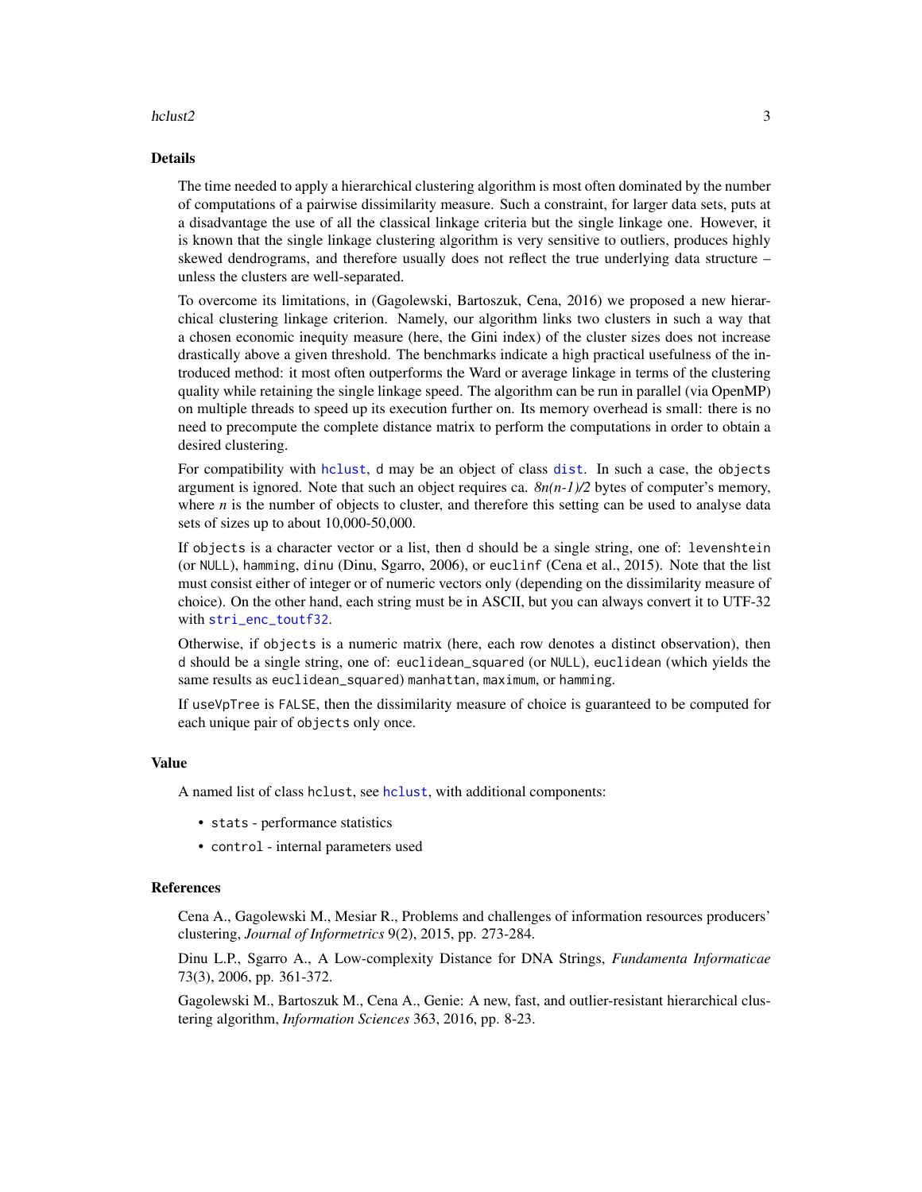## Details

The time needed to apply a hierarchical clustering algorithm is most often dominated by the number of computations of a pairwise dissimilarity measure. Such a constraint, for larger data sets, puts at a disadvantage the use of all the classical linkage criteria but the single linkage one. However, it is known that the single linkage clustering algorithm is very sensitive to outliers, produces highly skewed dendrograms, and therefore usually does not reflect the true underlying data structure – unless the clusters are well-separated.

To overcome its limitations, in (Gagolewski, Bartoszuk, Cena, 2016) we proposed a new hierarchical clustering linkage criterion. Namely, our algorithm links two clusters in such a way that a chosen economic inequity measure (here, the Gini index) of the cluster sizes does not increase drastically above a given threshold. The benchmarks indicate a high practical usefulness of the introduced method: it most often outperforms the Ward or average linkage in terms of the clustering quality while retaining the single linkage speed. The algorithm can be run in parallel (via OpenMP) on multiple threads to speed up its execution further on. Its memory overhead is small: there is no need to precompute the complete distance matrix to perform the computations in order to obtain a desired clustering.

For compatibility with `hclust`, `d` may be an object of class `dist`. In such a case, the `objects` argument is ignored. Note that such an object requires ca. $8n(n-1)/2$ bytes of computer's memory, where $n$ is the number of objects to cluster, and therefore this setting can be used to analyse data sets of sizes up to about 10,000-50,000.

If `objects` is a character vector or a list, then `d` should be a single string, one of: `levenshtein` (or `NULL`), `hamming`, `dinu` (Dinu, Sgarro, 2006), or `euclinf` (Cena et al., 2015). Note that the list must consist either of integer or of numeric vectors only (depending on the dissimilarity measure of choice). On the other hand, each string must be in ASCII, but you can always convert it to UTF-32 with `stri_enc_toutf32`.

Otherwise, if `objects` is a numeric matrix (here, each row denotes a distinct observation), then `d` should be a single string, one of: `euclidean_squared` (or `NULL`), `euclidean` (which yields the same results as `euclidean_squared`) `manhattan`, `maximum`, or `hamming`.

If `useVpTree` is `FALSE`, then the dissimilarity measure of choice is guaranteed to be computed for each unique pair of `objects` only once.

## Value

A named list of class `hclust`, see `hclust`, with additional components:

- `stats` - performance statistics
- `control` - internal parameters used

## References

Cena A., Gagolewski M., Mesiar R., Problems and challenges of information resources producers' clustering, *Journal of Informetrics* 9(2), 2015, pp. 273-284.

Dinu L.P., Sgarro A., A Low-complexity Distance for DNA Strings, *Fundamenta Informaticae* 73(3), 2006, pp. 361-372.

Gagolewski M., Bartoszuk M., Cena A., Genie: A new, fast, and outlier-resistant hierarchical clustering algorithm, *Information Sciences* 363, 2016, pp. 8-23.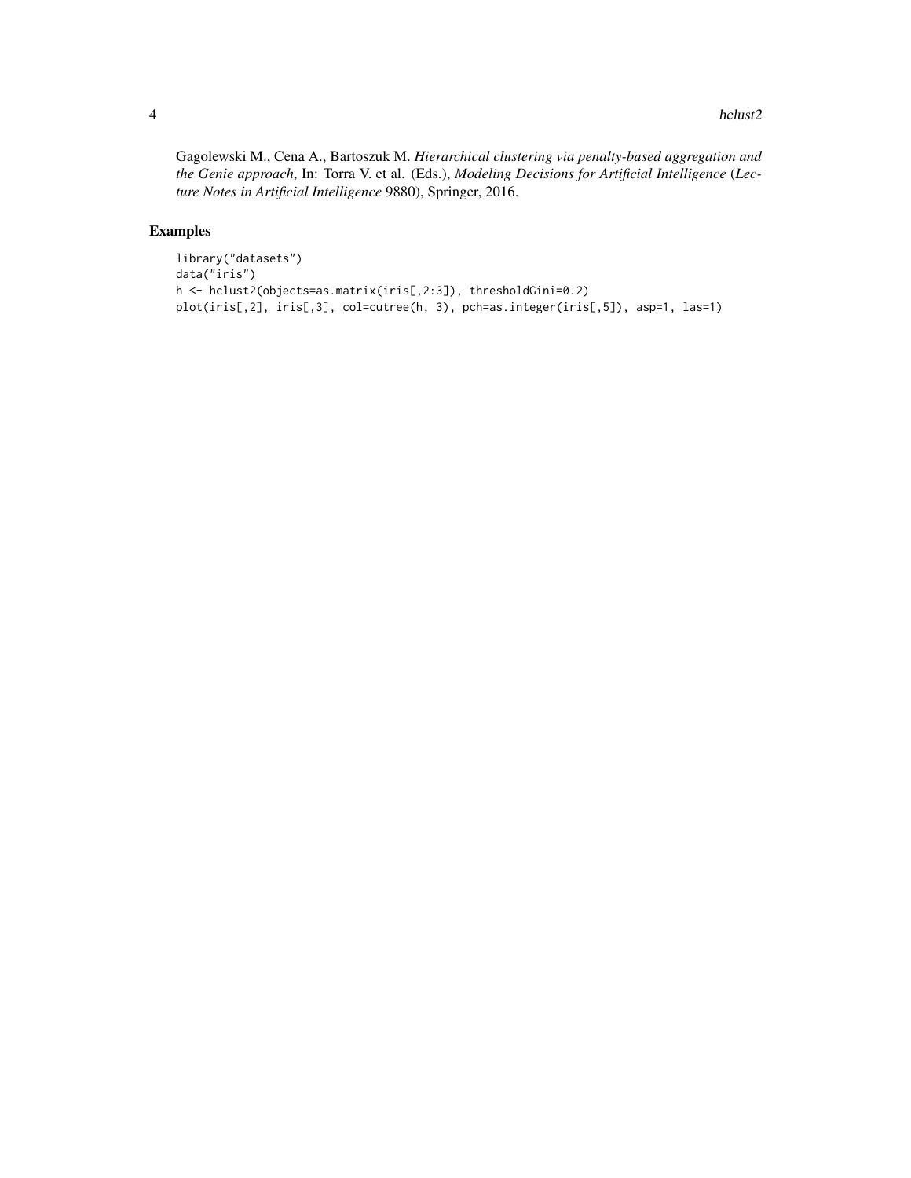Gagolewski M., Cena A., Bartoszuk M. *Hierarchical clustering via penalty-based aggregation and the Genie approach*, In: Torra V. et al. (Eds.), *Modeling Decisions for Artificial Intelligence* (*Lecture Notes in Artificial Intelligence* 9880), Springer, 2016.

## Examples

```
library("datasets")
data("iris")
h <- hclust2(objects=as.matrix(iris[,2:3]), thresholdGini=0.2)
plot(iris[,2], iris[,3], col=cutree(h, 3), pch=as.integer(iris[,5]), asp=1, las=1)
```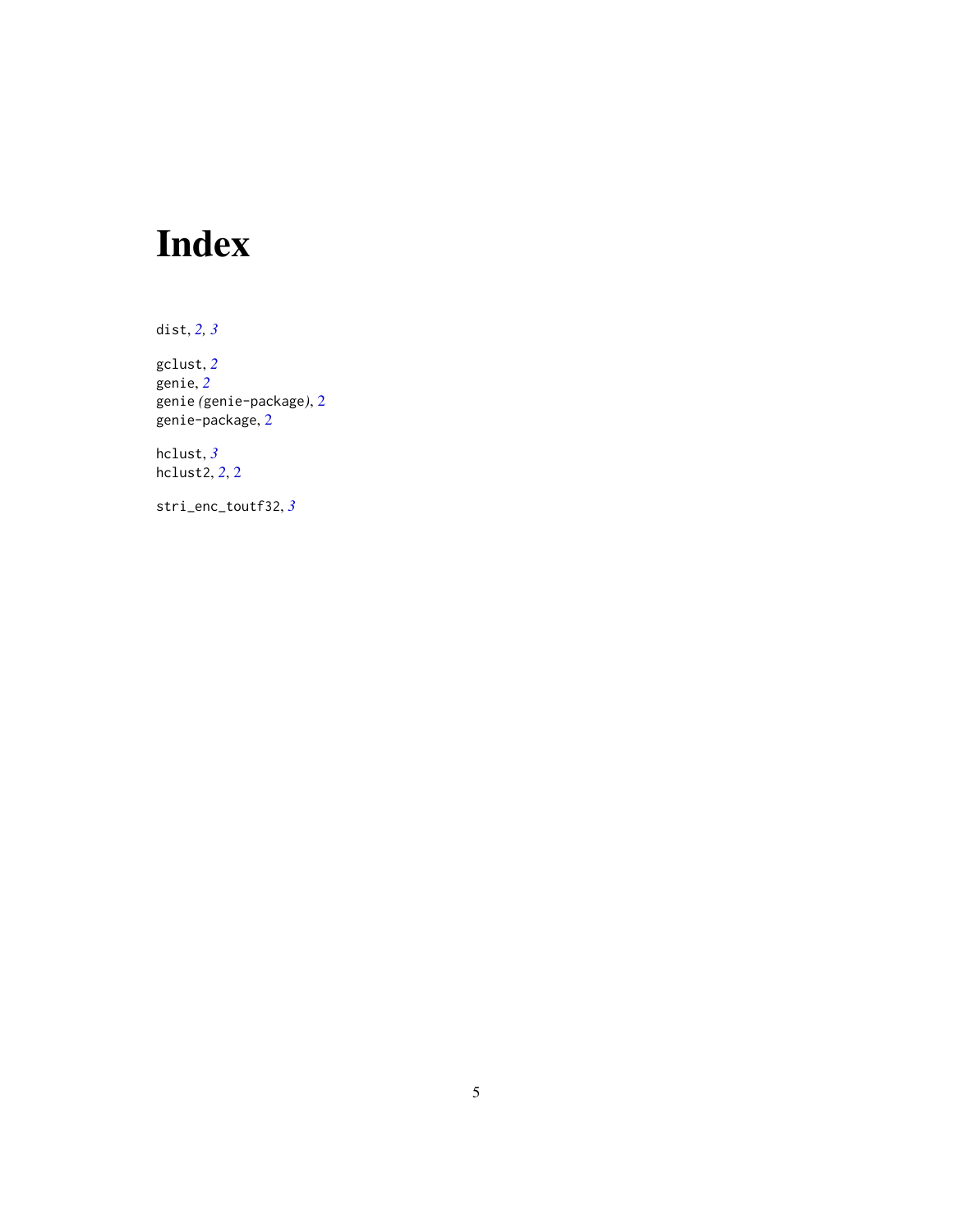# Index

dist, *2, 3*

gclust, *2*
genie, *2*
genie (genie-package), 2
genie-package, 2

hclust, *3*
hclust2, *2*, 2

stri_enc_toutf32, *3*